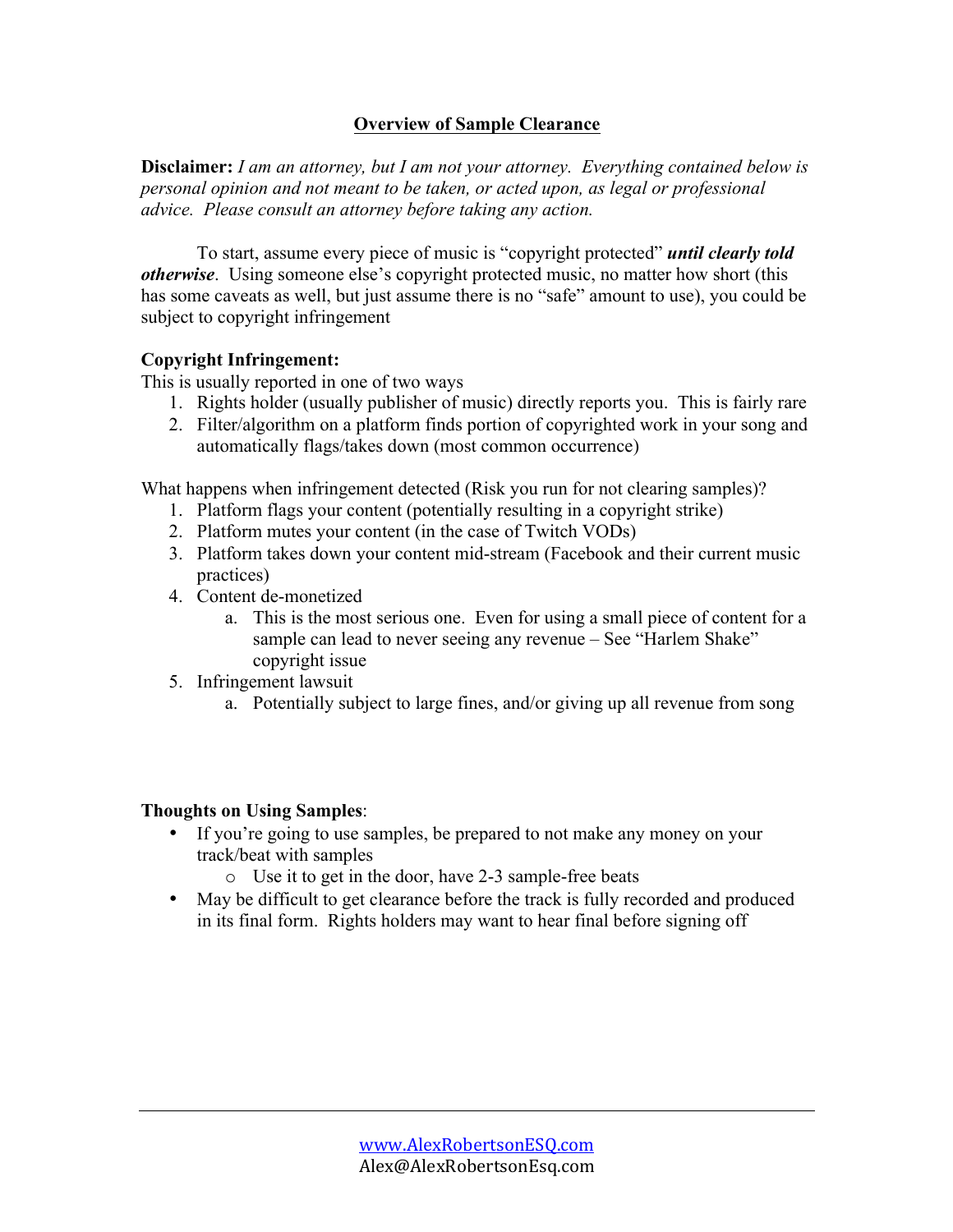## Overview of Sample Clearance

**Disclaimer:** *I am an attorney, but I am not your attorney. Everything contained below is personal opinion and not meant to be taken, or acted upon, as legal or professional advice. Please consult an attorney before taking any action.*

To start, assume every piece of music is "copyright protected" ***until clearly told otherwise***. Using someone else's copyright protected music, no matter how short (this has some caveats as well, but just assume there is no "safe" amount to use), you could be subject to copyright infringement

**Copyright Infringement:**
This is usually reported in one of two ways

1. Rights holder (usually publisher of music) directly reports you. This is fairly rare
2. Filter/algorithm on a platform finds portion of copyrighted work in your song and automatically flags/takes down (most common occurrence)

What happens when infringement detected (Risk you run for not clearing samples)?

1. Platform flags your content (potentially resulting in a copyright strike)
2. Platform mutes your content (in the case of Twitch VODs)
3. Platform takes down your content mid-stream (Facebook and their current music practices)
4. Content de-monetized
   a. This is the most serious one. Even for using a small piece of content for a sample can lead to never seeing any revenue – See "Harlem Shake" copyright issue
5. Infringement lawsuit
   a. Potentially subject to large fines, and/or giving up all revenue from song

**Thoughts on Using Samples**:

- If you're going to use samples, be prepared to not make any money on your track/beat with samples
  - Use it to get in the door, have 2-3 sample-free beats
- May be difficult to get clearance before the track is fully recorded and produced in its final form. Rights holders may want to hear final before signing off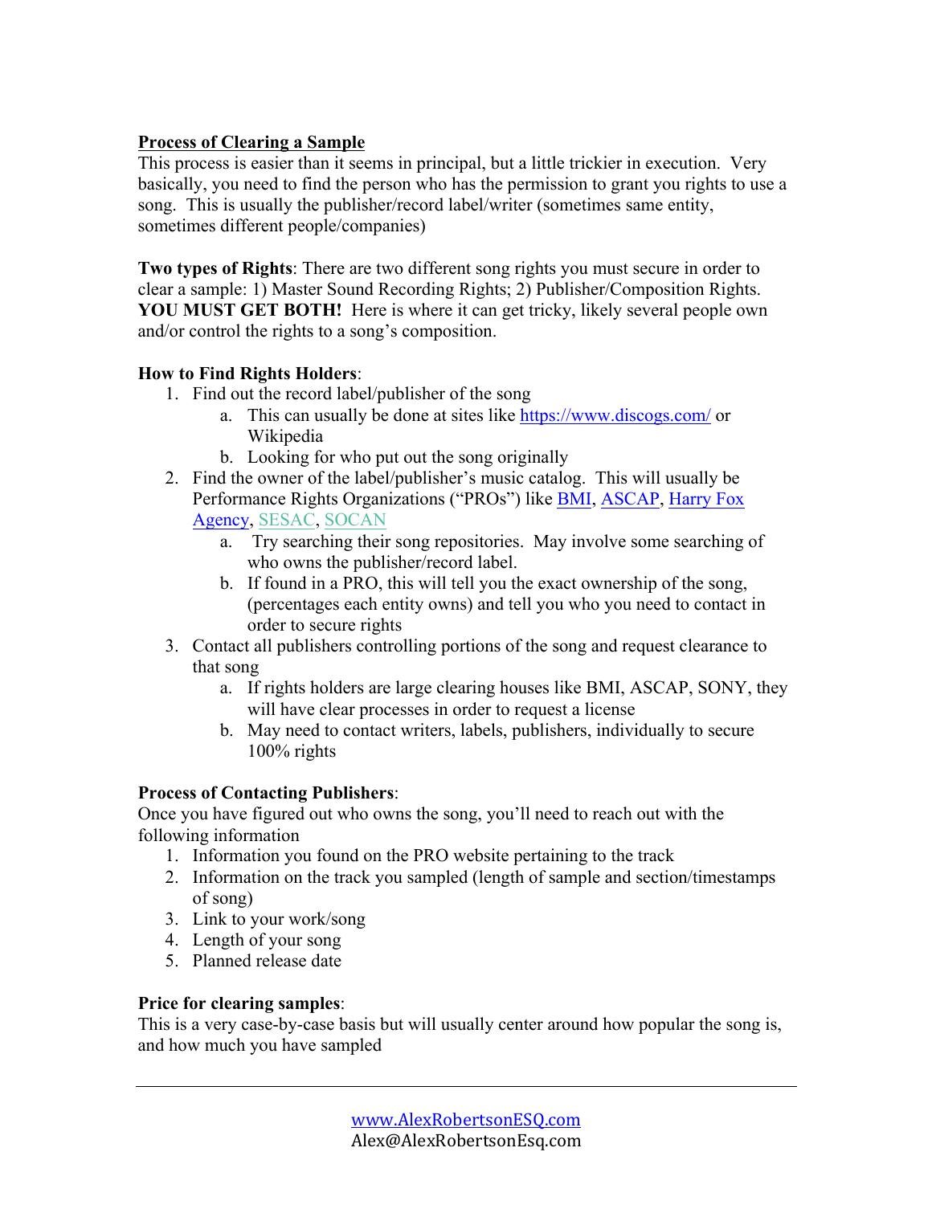## Process of Clearing a Sample

This process is easier than it seems in principal, but a little trickier in execution. Very basically, you need to find the person who has the permission to grant you rights to use a song. This is usually the publisher/record label/writer (sometimes same entity, sometimes different people/companies)

**Two types of Rights**: There are two different song rights you must secure in order to clear a sample: 1) Master Sound Recording Rights; 2) Publisher/Composition Rights. **YOU MUST GET BOTH!** Here is where it can get tricky, likely several people own and/or control the rights to a song's composition.

**How to Find Rights Holders**:

1. Find out the record label/publisher of the song
   a. This can usually be done at sites like https://www.discogs.com/ or Wikipedia
   b. Looking for who put out the song originally
2. Find the owner of the label/publisher's music catalog. This will usually be Performance Rights Organizations ("PROs") like BMI, ASCAP, Harry Fox Agency, SESAC, SOCAN
   a. Try searching their song repositories. May involve some searching of who owns the publisher/record label.
   b. If found in a PRO, this will tell you the exact ownership of the song, (percentages each entity owns) and tell you who you need to contact in order to secure rights
3. Contact all publishers controlling portions of the song and request clearance to that song
   a. If rights holders are large clearing houses like BMI, ASCAP, SONY, they will have clear processes in order to request a license
   b. May need to contact writers, labels, publishers, individually to secure 100% rights

**Process of Contacting Publishers**:

Once you have figured out who owns the song, you'll need to reach out with the following information

1. Information you found on the PRO website pertaining to the track
2. Information on the track you sampled (length of sample and section/timestamps of song)
3. Link to your work/song
4. Length of your song
5. Planned release date

**Price for clearing samples**:

This is a very case-by-case basis but will usually center around how popular the song is, and how much you have sampled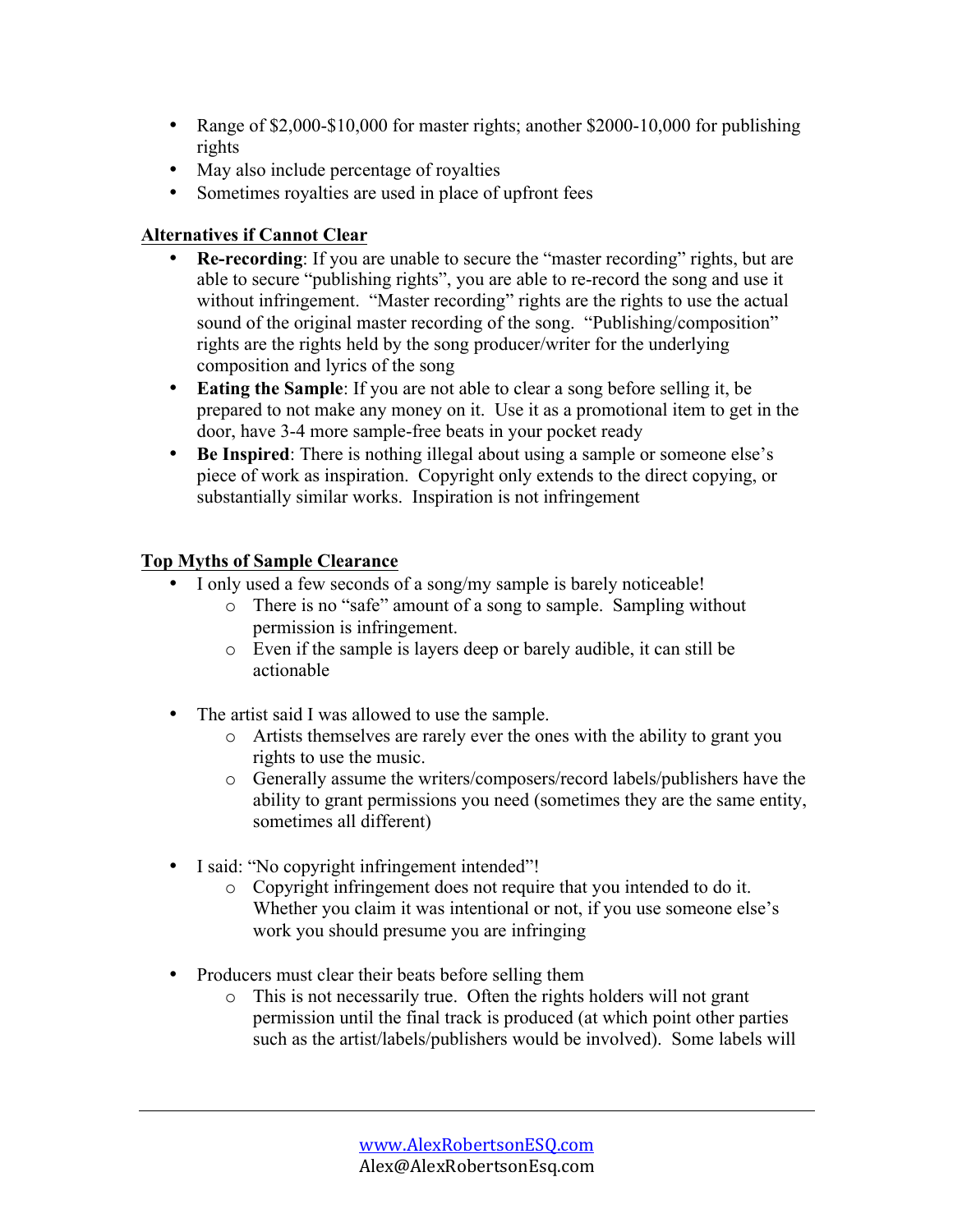- Range of $2,000-$10,000 for master rights; another $2000-10,000 for publishing rights
- May also include percentage of royalties
- Sometimes royalties are used in place of upfront fees

**Alternatives if Cannot Clear**

- **Re-recording**: If you are unable to secure the "master recording" rights, but are able to secure "publishing rights", you are able to re-record the song and use it without infringement. "Master recording" rights are the rights to use the actual sound of the original master recording of the song. "Publishing/composition" rights are the rights held by the song producer/writer for the underlying composition and lyrics of the song
- **Eating the Sample**: If you are not able to clear a song before selling it, be prepared to not make any money on it. Use it as a promotional item to get in the door, have 3-4 more sample-free beats in your pocket ready
- **Be Inspired**: There is nothing illegal about using a sample or someone else's piece of work as inspiration. Copyright only extends to the direct copying, or substantially similar works. Inspiration is not infringement

**Top Myths of Sample Clearance**

- I only used a few seconds of a song/my sample is barely noticeable!
    - There is no "safe" amount of a song to sample. Sampling without permission is infringement.
    - Even if the sample is layers deep or barely audible, it can still be actionable

- The artist said I was allowed to use the sample.
    - Artists themselves are rarely ever the ones with the ability to grant you rights to use the music.
    - Generally assume the writers/composers/record labels/publishers have the ability to grant permissions you need (sometimes they are the same entity, sometimes all different)

- I said: "No copyright infringement intended"!
    - Copyright infringement does not require that you intended to do it. Whether you claim it was intentional or not, if you use someone else's work you should presume you are infringing

- Producers must clear their beats before selling them
    - This is not necessarily true. Often the rights holders will not grant permission until the final track is produced (at which point other parties such as the artist/labels/publishers would be involved). Some labels will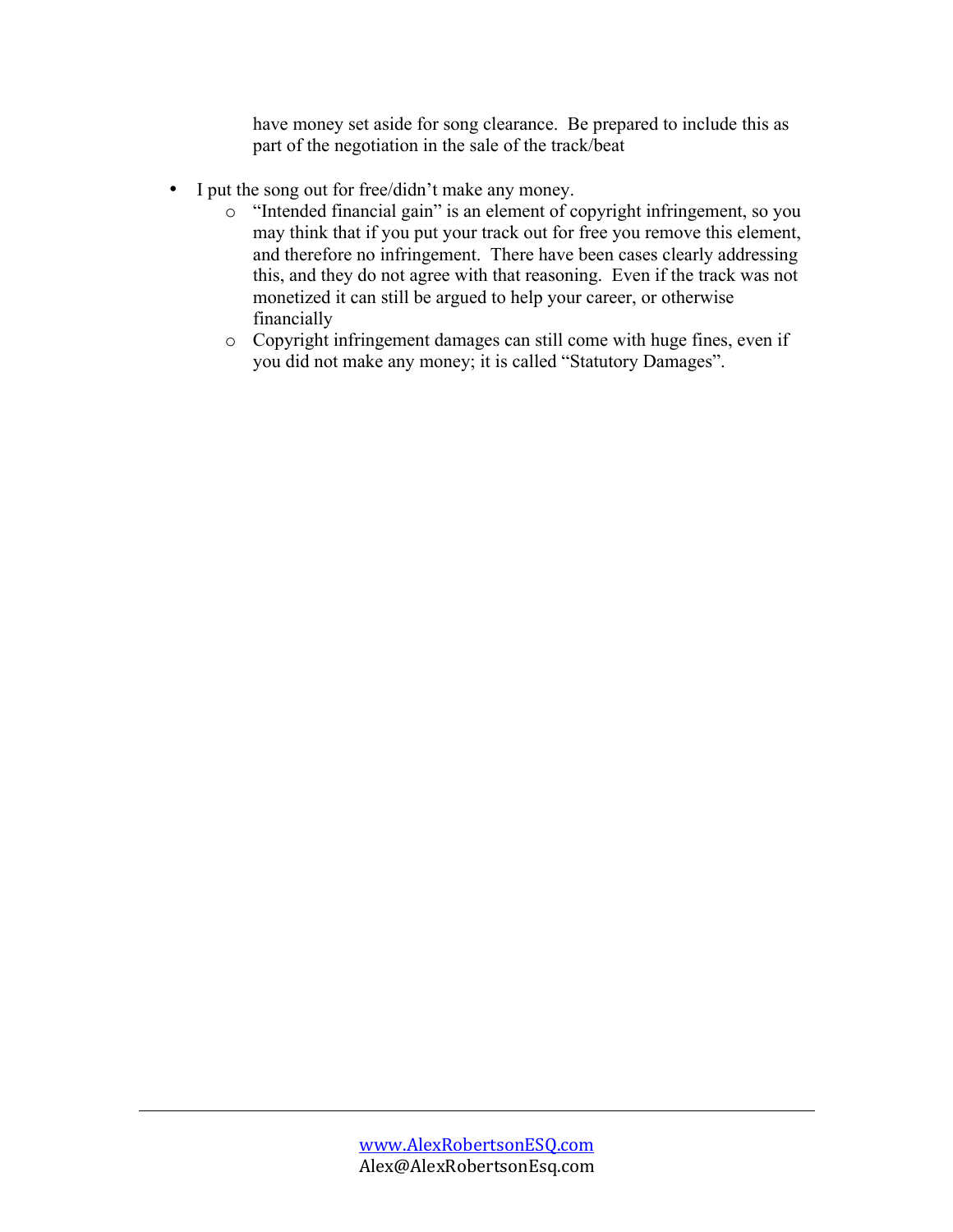have money set aside for song clearance. Be prepared to include this as part of the negotiation in the sale of the track/beat

- I put the song out for free/didn't make any money.
  - "Intended financial gain" is an element of copyright infringement, so you may think that if you put your track out for free you remove this element, and therefore no infringement. There have been cases clearly addressing this, and they do not agree with that reasoning. Even if the track was not monetized it can still be argued to help your career, or otherwise financially
  - Copyright infringement damages can still come with huge fines, even if you did not make any money; it is called "Statutory Damages".